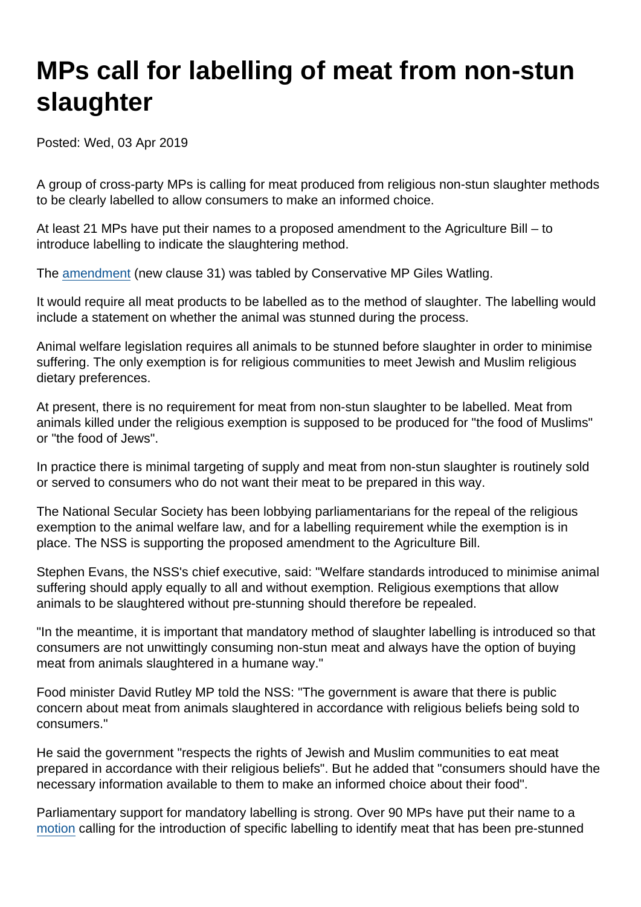# MPs call for labelling of meat from non-stun slaughter

Posted: Wed, 03 Apr 2019

A group of cross-party MPs is calling for meat produced from religious non-stun slaughter methods to be clearly labelled to allow consumers to make an informed choice.

At least 21 MPs have put their names to a proposed amendment to the Agriculture Bill – to introduce labelling to indicate the slaughtering method.

The amendment (new clause 31) was tabled by Conservative MP Giles Watling.

It would require all meat products to be labelled as to the method of slaughter. The labelling would include a statement on whether the animal was stunned during the process.

Animal welfare legislation requires all animals to be stunned before slaughter in order to minimise suffering. The only exemption is for religious communities to meet Jewish and Muslim religious dietary preferences.

At present, there is no requirement for meat from non-stun slaughter to be labelled. Meat from animals killed under the religious exemption is supposed to be produced for "the food of Muslims" or "the food of Jews".

In practice there is minimal targeting of supply and meat from non-stun slaughter is routinely sold or served to consumers who do not want their meat to be prepared in this way.

The National Secular Society has been lobbying parliamentarians for the repeal of the religious exemption to the animal welfare law, and for a labelling requirement while the exemption is in place. The NSS is supporting the proposed amendment to the Agriculture Bill.

Stephen Evans, the NSS's chief executive, said: "Welfare standards introduced to minimise animal suffering should apply equally to all and without exemption. Religious exemptions that allow animals to be slaughtered without pre-stunning should therefore be repealed.

"In the meantime, it is important that mandatory method of slaughter labelling is introduced so that consumers are not unwittingly consuming non-stun meat and always have the option of buying meat from animals slaughtered in a humane way."

Food minister David Rutley MP told the NSS: "The government is aware that there is public concern about meat from animals slaughtered in accordance with religious beliefs being sold to consumers."

He said the government "respects the rights of Jewish and Muslim communities to eat meat prepared in accordance with their religious beliefs". But he added that "consumers should have the necessary information available to them to make an informed choice about their food".

Parliamentary support for mandatory labelling is strong. Over 90 MPs have put their name to a motion calling for the introduction of specific labelling to identify meat that has been pre-stunned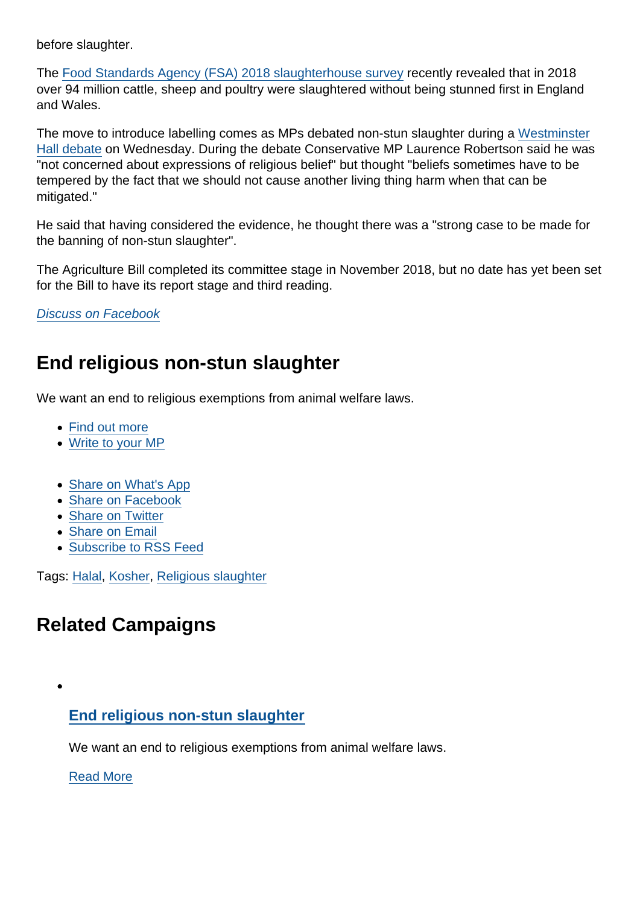before slaughter.

The Food Standards Agency (FSA) 2018 slaughterhouse survey recently revealed that in 2018 over 94 million cattle, sheep and poultry were slaughtered without being stunned first in England and Wales.

The move to introduce labelling comes as MPs debated non-stun slaughter during a Westminster Hall debate on Wednesday. During the debate Conservative MP Laurence Robertson said he was "not concerned about expressions of religious belief" but thought "beliefs sometimes have to be tempered by the fact that we should not cause another living thing harm when that can be mitigated."

He said that having considered the evidence, he thought there was a "strong case to be made for the banning of non-stun slaughter".

The Agriculture Bill completed its committee stage in November 2018, but no date has yet been set for the Bill to have its report stage and third reading.

*Discuss on Facebook*

## End religious non-stun slaughter

We want an end to religious exemptions from animal welfare laws.

- Find out more
- Write to your MP

- Share on What's App
- Share on Facebook
- Share on Twitter
- Share on Email
- Subscribe to RSS Feed

Tags: Halal, Kosher, Religious slaughter

## Related Campaigns

- ### End religious non-stun slaughter

  We want an end to religious exemptions from animal welfare laws.

  Read More